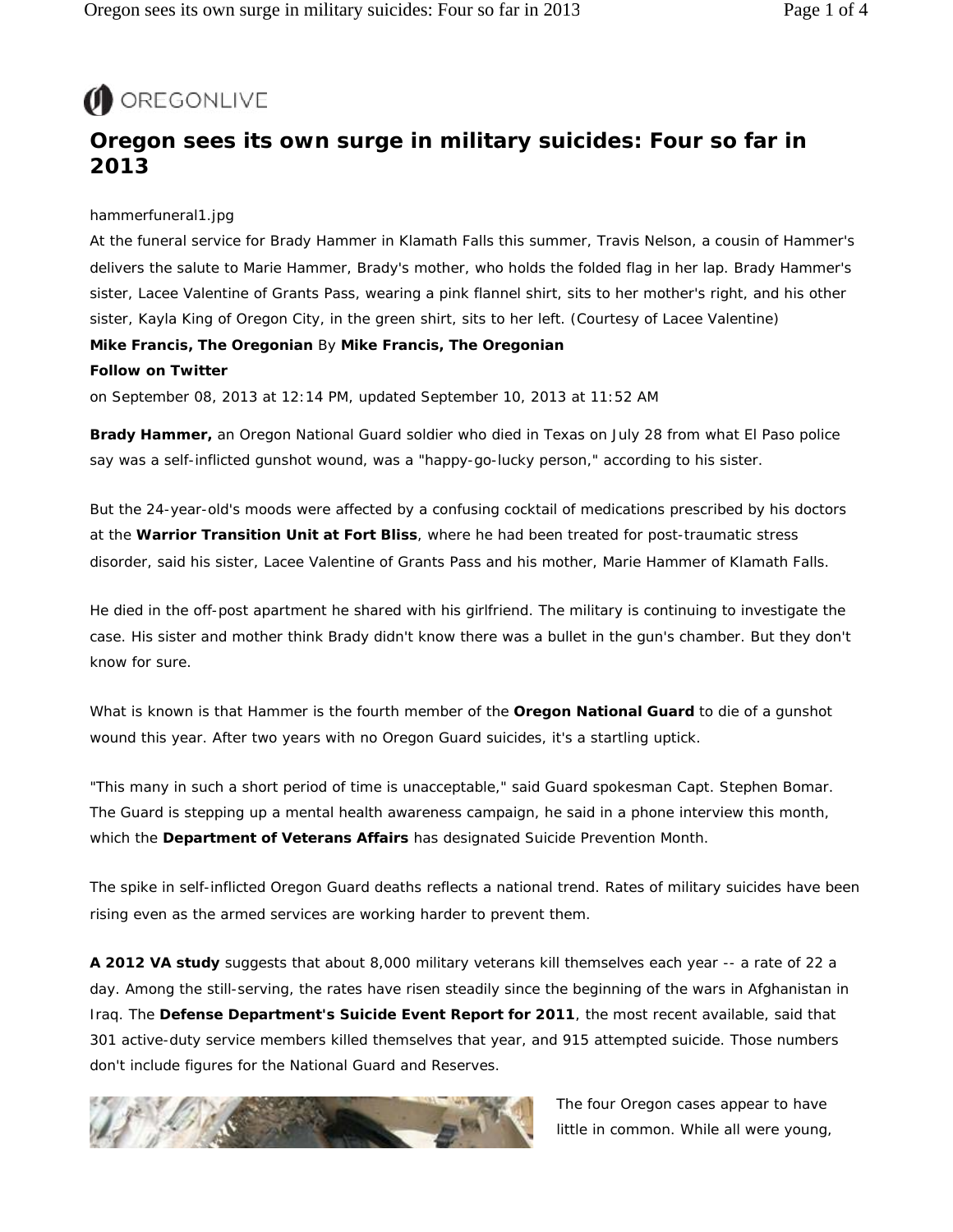OREGONLIVE

# Oregon sees its own surge in military suicides: Four so far in 2013

hammerfuneral1.jpg

At the funeral service for Brady Hammer in Klamath Falls this summer, Travis Nelson, a cousin of Hammer's delivers the salute to Marie Hammer, Brady's mother, who holds the folded flag in her lap. Brady Hammer's sister, Lacee Valentine of Grants Pass, wearing a pink flannel shirt, sits to her mother's right, and his other sister, Kayla King of Oregon City, in the green shirt, sits to her left. (Courtesy of Lacee Valentine)

**Mike Francis, The Oregonian** By **Mike Francis, The Oregonian**

**Follow on Twitter**

on September 08, 2013 at 12:14 PM, updated September 10, 2013 at 11:52 AM

**Brady Hammer,** an Oregon National Guard soldier who died in Texas on July 28 from what El Paso police say was a self-inflicted gunshot wound, was a "happy-go-lucky person," according to his sister.

But the 24-year-old's moods were affected by a confusing cocktail of medications prescribed by his doctors at the **Warrior Transition Unit at Fort Bliss**, where he had been treated for post-traumatic stress disorder, said his sister, Lacee Valentine of Grants Pass and his mother, Marie Hammer of Klamath Falls.

He died in the off-post apartment he shared with his girlfriend. The military is continuing to investigate the case. His sister and mother think Brady didn't know there was a bullet in the gun's chamber. But they don't know for sure.

What is known is that Hammer is the fourth member of the **Oregon National Guard** to die of a gunshot wound this year. After two years with no Oregon Guard suicides, it's a startling uptick.

"This many in such a short period of time is unacceptable," said Guard spokesman Capt. Stephen Bomar. The Guard is stepping up a mental health awareness campaign, he said in a phone interview this month, which the **Department of Veterans Affairs** has designated Suicide Prevention Month.

The spike in self-inflicted Oregon Guard deaths reflects a national trend. Rates of military suicides have been rising even as the armed services are working harder to prevent them.

**A 2012 VA study** suggests that about 8,000 military veterans kill themselves each year -- a rate of 22 a day. Among the still-serving, the rates have risen steadily since the beginning of the wars in Afghanistan in Iraq. The **Defense Department's Suicide Event Report for 2011**, the most recent available, said that 301 active-duty service members killed themselves that year, and 915 attempted suicide. Those numbers don't include figures for the National Guard and Reserves.

The four Oregon cases appear to have little in common. While all were young,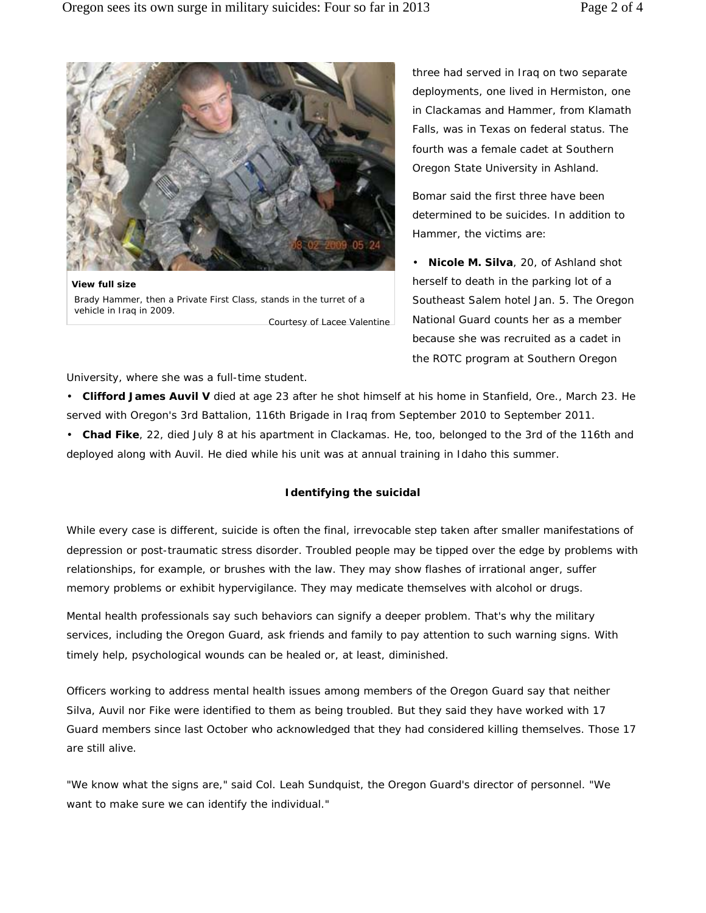View full size

Brady Hammer, then a Private First Class, stands in the turret of a vehicle in Iraq in 2009.

Courtesy of Lacee Valentine

three had served in Iraq on two separate deployments, one lived in Hermiston, one in Clackamas and Hammer, from Klamath Falls, was in Texas on federal status. The fourth was a female cadet at Southern Oregon State University in Ashland.

Bomar said the first three have been determined to be suicides. In addition to Hammer, the victims are:

- **Nicole M. Silva**, 20, of Ashland shot herself to death in the parking lot of a Southeast Salem hotel Jan. 5. The Oregon National Guard counts her as a member because she was recruited as a cadet in the ROTC program at Southern Oregon University, where she was a full-time student.
- **Clifford James Auvil V** died at age 23 after he shot himself at his home in Stanfield, Ore., March 23. He served with Oregon's 3rd Battalion, 116th Brigade in Iraq from September 2010 to September 2011.
- **Chad Fike**, 22, died July 8 at his apartment in Clackamas. He, too, belonged to the 3rd of the 116th and deployed along with Auvil. He died while his unit was at annual training in Idaho this summer.

### Identifying the suicidal

While every case is different, suicide is often the final, irrevocable step taken after smaller manifestations of depression or post-traumatic stress disorder. Troubled people may be tipped over the edge by problems with relationships, for example, or brushes with the law. They may show flashes of irrational anger, suffer memory problems or exhibit hypervigilance. They may medicate themselves with alcohol or drugs.

Mental health professionals say such behaviors can signify a deeper problem. That's why the military services, including the Oregon Guard, ask friends and family to pay attention to such warning signs. With timely help, psychological wounds can be healed or, at least, diminished.

Officers working to address mental health issues among members of the Oregon Guard say that neither Silva, Auvil nor Fike were identified to them as being troubled. But they said they have worked with 17 Guard members since last October who acknowledged that they had considered killing themselves. Those 17 are still alive.

"We know what the signs are," said Col. Leah Sundquist, the Oregon Guard's director of personnel. "We want to make sure we can identify the individual."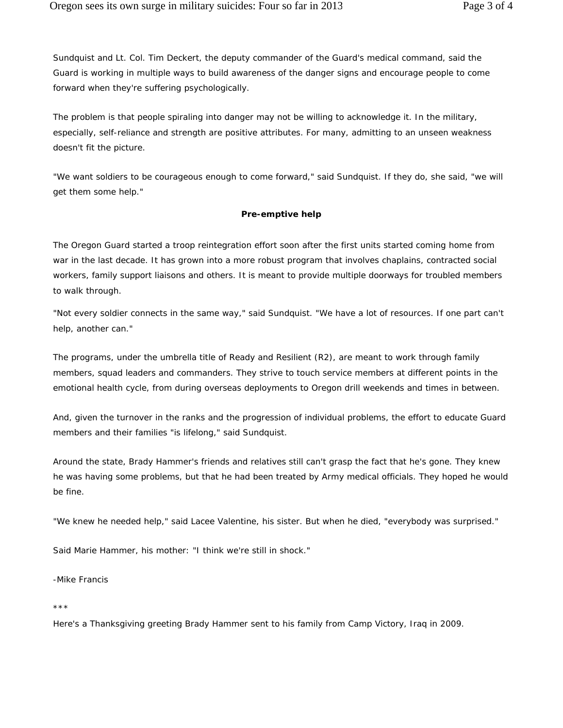Sundquist and Lt. Col. Tim Deckert, the deputy commander of the Guard's medical command, said the Guard is working in multiple ways to build awareness of the danger signs and encourage people to come forward when they're suffering psychologically.

The problem is that people spiraling into danger may not be willing to acknowledge it. In the military, especially, self-reliance and strength are positive attributes. For many, admitting to an unseen weakness doesn't fit the picture.

"We want soldiers to be courageous enough to come forward," said Sundquist. If they do, she said, "we will get them some help."

**Pre-emptive help**

The Oregon Guard started a troop reintegration effort soon after the first units started coming home from war in the last decade. It has grown into a more robust program that involves chaplains, contracted social workers, family support liaisons and others. It is meant to provide multiple doorways for troubled members to walk through.

"Not every soldier connects in the same way," said Sundquist. "We have a lot of resources. If one part can't help, another can."

The programs, under the umbrella title of Ready and Resilient (R2), are meant to work through family members, squad leaders and commanders. They strive to touch service members at different points in the emotional health cycle, from during overseas deployments to Oregon drill weekends and times in between.

And, given the turnover in the ranks and the progression of individual problems, the effort to educate Guard members and their families "is lifelong," said Sundquist.

Around the state, Brady Hammer's friends and relatives still can't grasp the fact that he's gone. They knew he was having some problems, but that he had been treated by Army medical officials. They hoped he would be fine.

"We knew he needed help," said Lacee Valentine, his sister. But when he died, "everybody was surprised."

Said Marie Hammer, his mother: "I think we're still in shock."

-Mike Francis

***

Here's a Thanksgiving greeting Brady Hammer sent to his family from Camp Victory, Iraq in 2009.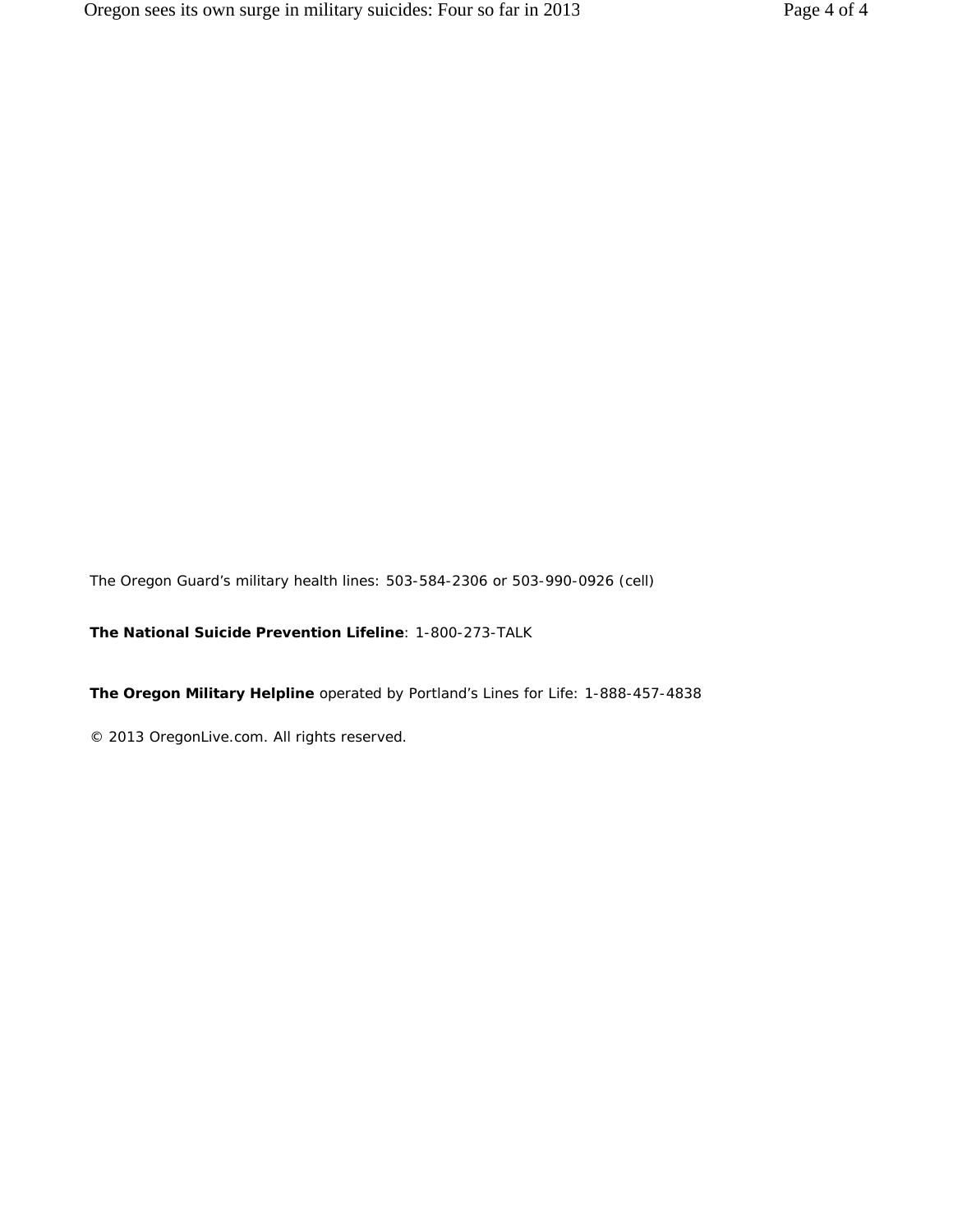The Oregon Guard’s military health lines: 503-584-2306 or 503-990-0926 (cell)

**The National Suicide Prevention Lifeline**: 1-800-273-TALK

**The Oregon Military Helpline** operated by Portland’s Lines for Life: 1-888-457-4838

© 2013 OregonLive.com. All rights reserved.